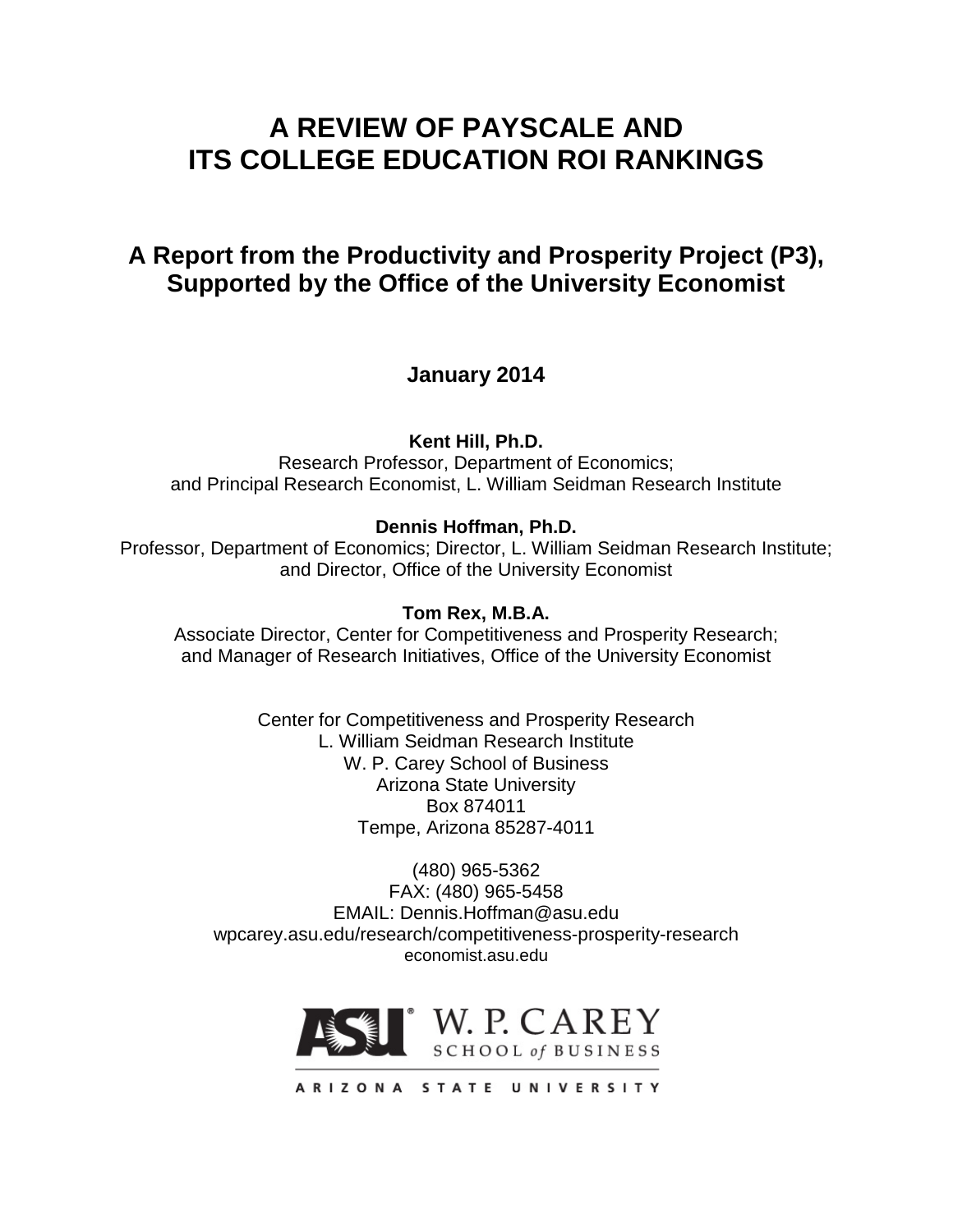# A REVIEW OF PAYSCALE AND ITS COLLEGE EDUCATION ROI RANKINGS

## A Report from the Productivity and Prosperity Project (P3), Supported by the Office of the University Economist

**January 2014**

**Kent Hill, Ph.D.**
Research Professor, Department of Economics;
and Principal Research Economist, L. William Seidman Research Institute

**Dennis Hoffman, Ph.D.**
Professor, Department of Economics; Director, L. William Seidman Research Institute;
and Director, Office of the University Economist

**Tom Rex, M.B.A.**
Associate Director, Center for Competitiveness and Prosperity Research;
and Manager of Research Initiatives, Office of the University Economist

Center for Competitiveness and Prosperity Research
L. William Seidman Research Institute
W. P. Carey School of Business
Arizona State University
Box 874011
Tempe, Arizona 85287-4011

(480) 965-5362
FAX: (480) 965-5458
EMAIL: Dennis.Hoffman@asu.edu
wpcarey.asu.edu/research/competitiveness-prosperity-research
economist.asu.edu

ASU W. P. CAREY SCHOOL of BUSINESS
ARIZONA STATE UNIVERSITY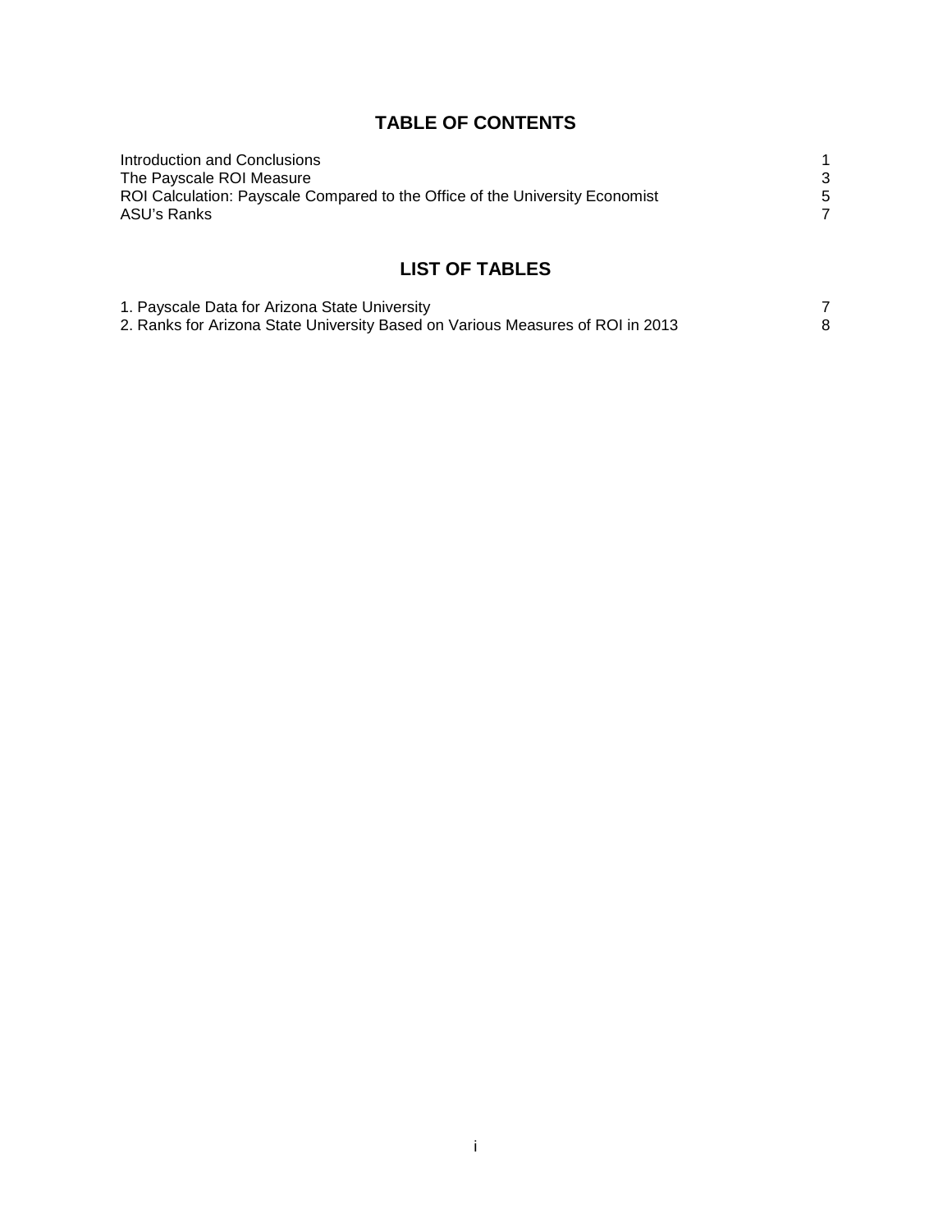## TABLE OF CONTENTS

| | |
|---|---|
| Introduction and Conclusions | 1 |
| The Payscale ROI Measure | 3 |
| ROI Calculation: Payscale Compared to the Office of the University Economist | 5 |
| ASU's Ranks | 7 |

## LIST OF TABLES

| | |
|---|---|
| 1. Payscale Data for Arizona State University | 7 |
| 2. Ranks for Arizona State University Based on Various Measures of ROI in 2013 | 8 |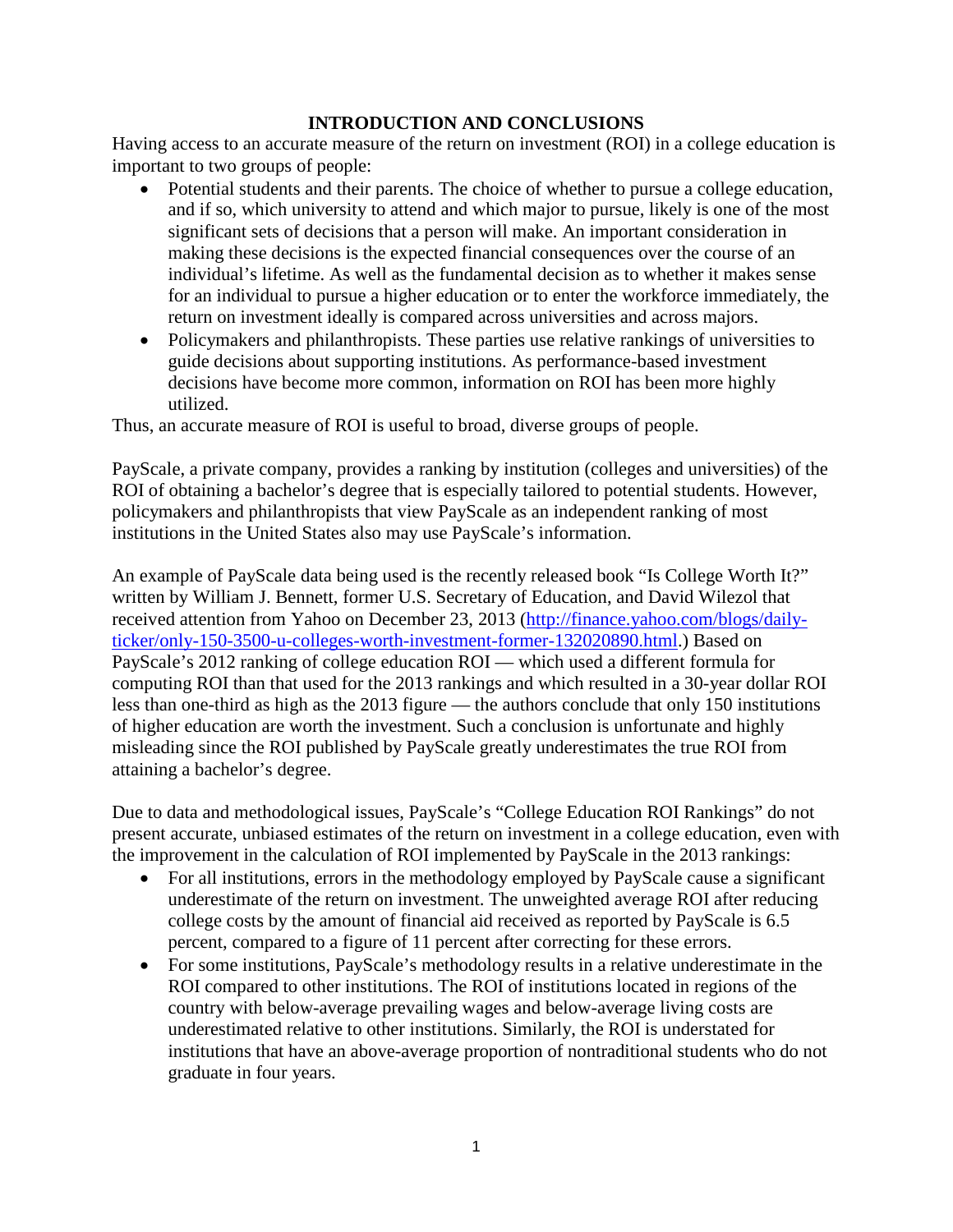# INTRODUCTION AND CONCLUSIONS

Having access to an accurate measure of the return on investment (ROI) in a college education is important to two groups of people:

- Potential students and their parents. The choice of whether to pursue a college education, and if so, which university to attend and which major to pursue, likely is one of the most significant sets of decisions that a person will make. An important consideration in making these decisions is the expected financial consequences over the course of an individual's lifetime. As well as the fundamental decision as to whether it makes sense for an individual to pursue a higher education or to enter the workforce immediately, the return on investment ideally is compared across universities and across majors.
- Policymakers and philanthropists. These parties use relative rankings of universities to guide decisions about supporting institutions. As performance-based investment decisions have become more common, information on ROI has been more highly utilized.

Thus, an accurate measure of ROI is useful to broad, diverse groups of people.

PayScale, a private company, provides a ranking by institution (colleges and universities) of the ROI of obtaining a bachelor's degree that is especially tailored to potential students. However, policymakers and philanthropists that view PayScale as an independent ranking of most institutions in the United States also may use PayScale's information.

An example of PayScale data being used is the recently released book "Is College Worth It?" written by William J. Bennett, former U.S. Secretary of Education, and David Wilezol that received attention from Yahoo on December 23, 2013 (http://finance.yahoo.com/blogs/daily-ticker/only-150-3500-u-colleges-worth-investment-former-132020890.html.) Based on PayScale's 2012 ranking of college education ROI — which used a different formula for computing ROI than that used for the 2013 rankings and which resulted in a 30-year dollar ROI less than one-third as high as the 2013 figure — the authors conclude that only 150 institutions of higher education are worth the investment. Such a conclusion is unfortunate and highly misleading since the ROI published by PayScale greatly underestimates the true ROI from attaining a bachelor's degree.

Due to data and methodological issues, PayScale's "College Education ROI Rankings" do not present accurate, unbiased estimates of the return on investment in a college education, even with the improvement in the calculation of ROI implemented by PayScale in the 2013 rankings:

- For all institutions, errors in the methodology employed by PayScale cause a significant underestimate of the return on investment. The unweighted average ROI after reducing college costs by the amount of financial aid received as reported by PayScale is 6.5 percent, compared to a figure of 11 percent after correcting for these errors.
- For some institutions, PayScale's methodology results in a relative underestimate in the ROI compared to other institutions. The ROI of institutions located in regions of the country with below-average prevailing wages and below-average living costs are underestimated relative to other institutions. Similarly, the ROI is understated for institutions that have an above-average proportion of nontraditional students who do not graduate in four years.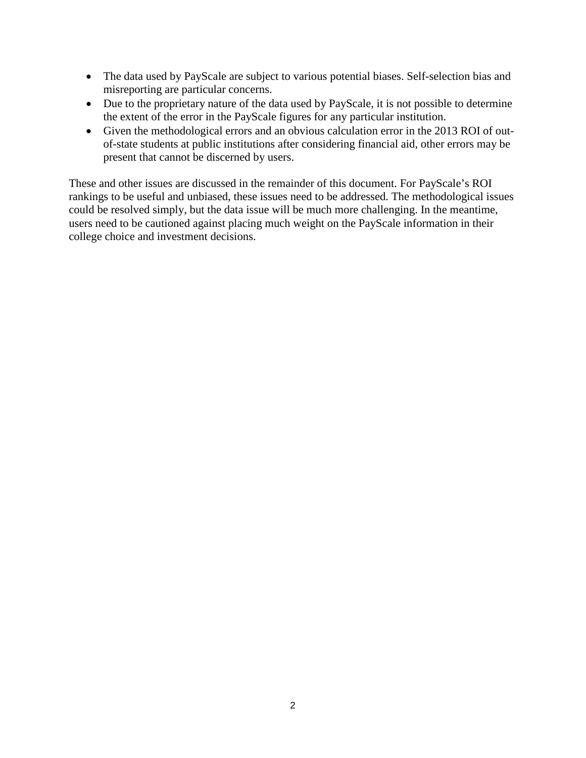- The data used by PayScale are subject to various potential biases. Self-selection bias and misreporting are particular concerns.
- Due to the proprietary nature of the data used by PayScale, it is not possible to determine the extent of the error in the PayScale figures for any particular institution.
- Given the methodological errors and an obvious calculation error in the 2013 ROI of out-of-state students at public institutions after considering financial aid, other errors may be present that cannot be discerned by users.

These and other issues are discussed in the remainder of this document. For PayScale's ROI rankings to be useful and unbiased, these issues need to be addressed. The methodological issues could be resolved simply, but the data issue will be much more challenging. In the meantime, users need to be cautioned against placing much weight on the PayScale information in their college choice and investment decisions.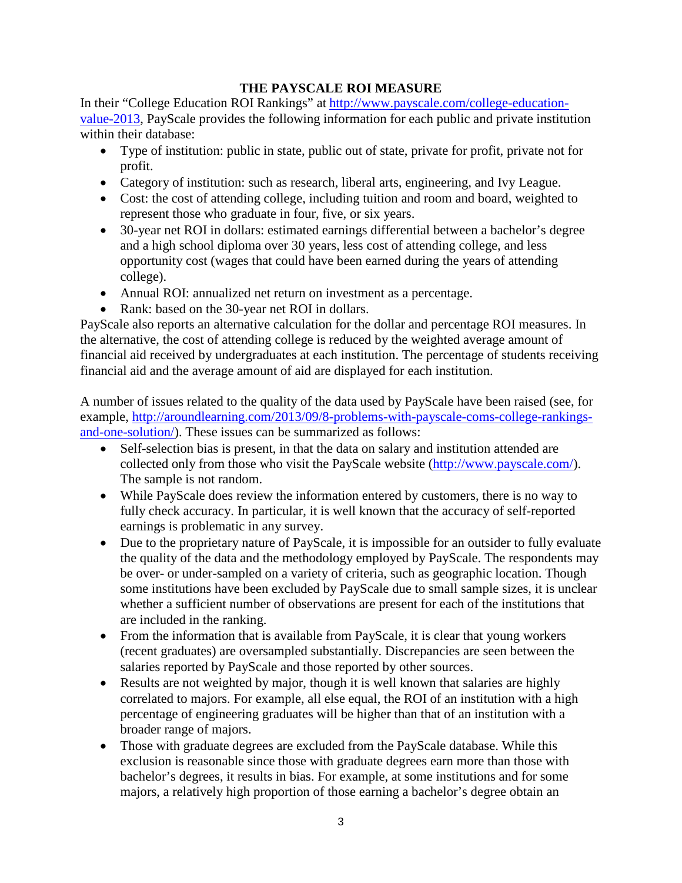## THE PAYSCALE ROI MEASURE

In their "College Education ROI Rankings" at http://www.payscale.com/college-education-value-2013, PayScale provides the following information for each public and private institution within their database:

- Type of institution: public in state, public out of state, private for profit, private not for profit.
- Category of institution: such as research, liberal arts, engineering, and Ivy League.
- Cost: the cost of attending college, including tuition and room and board, weighted to represent those who graduate in four, five, or six years.
- 30-year net ROI in dollars: estimated earnings differential between a bachelor's degree and a high school diploma over 30 years, less cost of attending college, and less opportunity cost (wages that could have been earned during the years of attending college).
- Annual ROI: annualized net return on investment as a percentage.
- Rank: based on the 30-year net ROI in dollars.

PayScale also reports an alternative calculation for the dollar and percentage ROI measures. In the alternative, the cost of attending college is reduced by the weighted average amount of financial aid received by undergraduates at each institution. The percentage of students receiving financial aid and the average amount of aid are displayed for each institution.

A number of issues related to the quality of the data used by PayScale have been raised (see, for example, http://aroundlearning.com/2013/09/8-problems-with-payscale-coms-college-rankings-and-one-solution/). These issues can be summarized as follows:

- Self-selection bias is present, in that the data on salary and institution attended are collected only from those who visit the PayScale website (http://www.payscale.com/). The sample is not random.
- While PayScale does review the information entered by customers, there is no way to fully check accuracy. In particular, it is well known that the accuracy of self-reported earnings is problematic in any survey.
- Due to the proprietary nature of PayScale, it is impossible for an outsider to fully evaluate the quality of the data and the methodology employed by PayScale. The respondents may be over- or under-sampled on a variety of criteria, such as geographic location. Though some institutions have been excluded by PayScale due to small sample sizes, it is unclear whether a sufficient number of observations are present for each of the institutions that are included in the ranking.
- From the information that is available from PayScale, it is clear that young workers (recent graduates) are oversampled substantially. Discrepancies are seen between the salaries reported by PayScale and those reported by other sources.
- Results are not weighted by major, though it is well known that salaries are highly correlated to majors. For example, all else equal, the ROI of an institution with a high percentage of engineering graduates will be higher than that of an institution with a broader range of majors.
- Those with graduate degrees are excluded from the PayScale database. While this exclusion is reasonable since those with graduate degrees earn more than those with bachelor's degrees, it results in bias. For example, at some institutions and for some majors, a relatively high proportion of those earning a bachelor's degree obtain an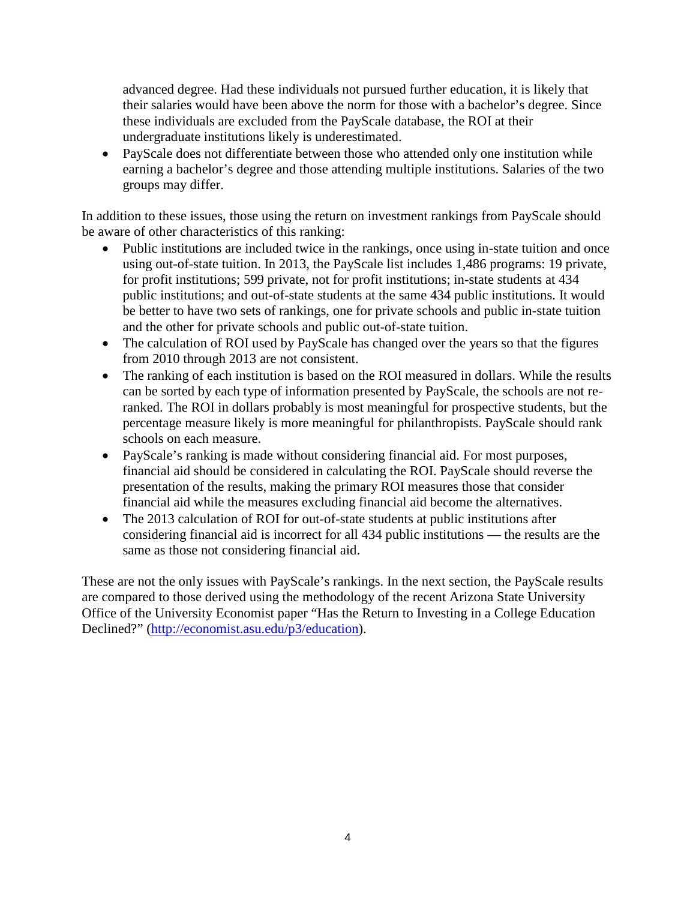advanced degree. Had these individuals not pursued further education, it is likely that their salaries would have been above the norm for those with a bachelor's degree. Since these individuals are excluded from the PayScale database, the ROI at their undergraduate institutions likely is underestimated.

- PayScale does not differentiate between those who attended only one institution while earning a bachelor's degree and those attending multiple institutions. Salaries of the two groups may differ.

In addition to these issues, those using the return on investment rankings from PayScale should be aware of other characteristics of this ranking:

- Public institutions are included twice in the rankings, once using in-state tuition and once using out-of-state tuition. In 2013, the PayScale list includes 1,486 programs: 19 private, for profit institutions; 599 private, not for profit institutions; in-state students at 434 public institutions; and out-of-state students at the same 434 public institutions. It would be better to have two sets of rankings, one for private schools and public in-state tuition and the other for private schools and public out-of-state tuition.
- The calculation of ROI used by PayScale has changed over the years so that the figures from 2010 through 2013 are not consistent.
- The ranking of each institution is based on the ROI measured in dollars. While the results can be sorted by each type of information presented by PayScale, the schools are not re-ranked. The ROI in dollars probably is most meaningful for prospective students, but the percentage measure likely is more meaningful for philanthropists. PayScale should rank schools on each measure.
- PayScale's ranking is made without considering financial aid. For most purposes, financial aid should be considered in calculating the ROI. PayScale should reverse the presentation of the results, making the primary ROI measures those that consider financial aid while the measures excluding financial aid become the alternatives.
- The 2013 calculation of ROI for out-of-state students at public institutions after considering financial aid is incorrect for all 434 public institutions — the results are the same as those not considering financial aid.

These are not the only issues with PayScale's rankings. In the next section, the PayScale results are compared to those derived using the methodology of the recent Arizona State University Office of the University Economist paper "Has the Return to Investing in a College Education Declined?" (http://economist.asu.edu/p3/education).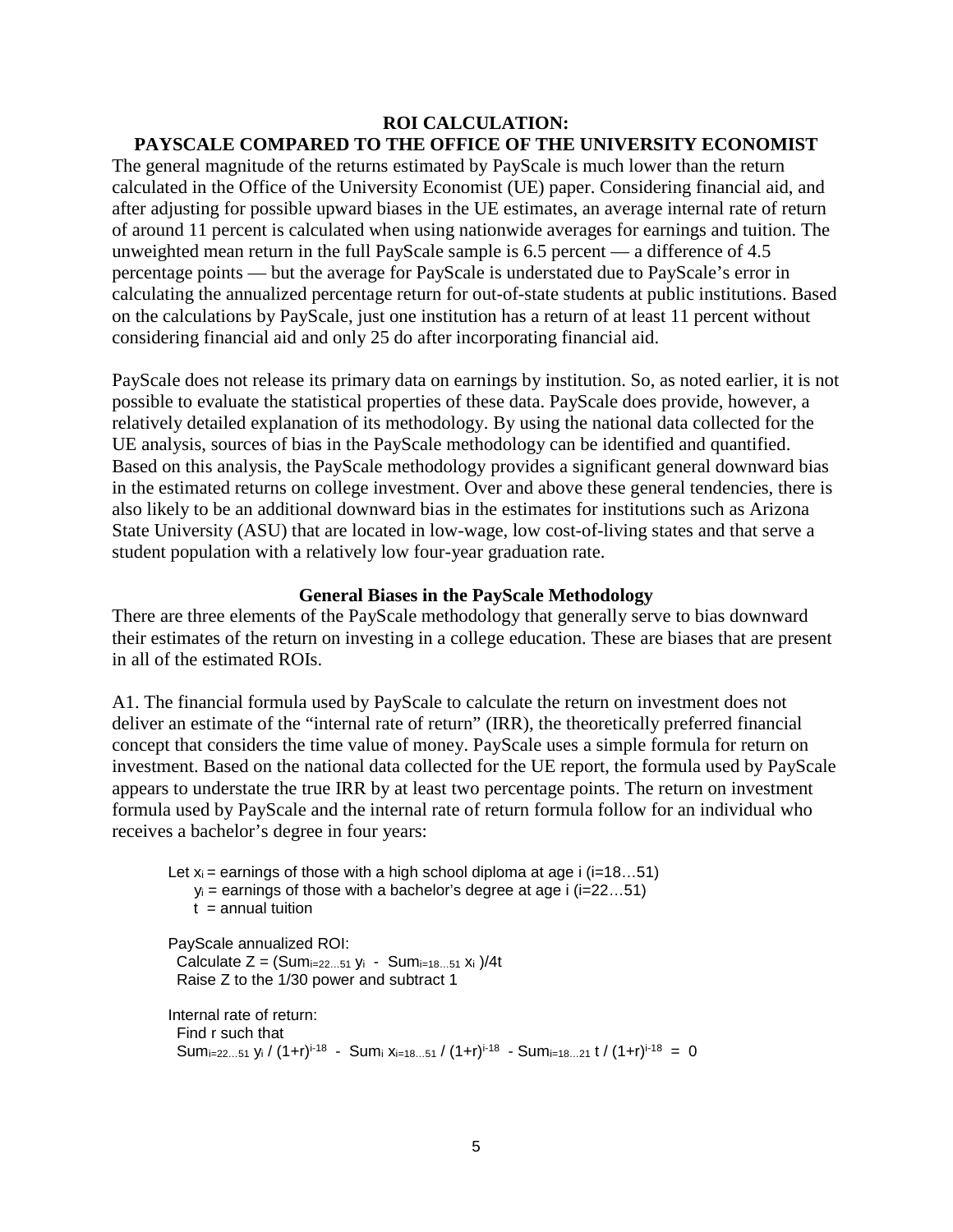## ROI CALCULATION:
## PAYSCALE COMPARED TO THE OFFICE OF THE UNIVERSITY ECONOMIST

The general magnitude of the returns estimated by PayScale is much lower than the return calculated in the Office of the University Economist (UE) paper. Considering financial aid, and after adjusting for possible upward biases in the UE estimates, an average internal rate of return of around 11 percent is calculated when using nationwide averages for earnings and tuition. The unweighted mean return in the full PayScale sample is 6.5 percent — a difference of 4.5 percentage points — but the average for PayScale is understated due to PayScale's error in calculating the annualized percentage return for out-of-state students at public institutions. Based on the calculations by PayScale, just one institution has a return of at least 11 percent without considering financial aid and only 25 do after incorporating financial aid.

PayScale does not release its primary data on earnings by institution. So, as noted earlier, it is not possible to evaluate the statistical properties of these data. PayScale does provide, however, a relatively detailed explanation of its methodology. By using the national data collected for the UE analysis, sources of bias in the PayScale methodology can be identified and quantified. Based on this analysis, the PayScale methodology provides a significant general downward bias in the estimated returns on college investment. Over and above these general tendencies, there is also likely to be an additional downward bias in the estimates for institutions such as Arizona State University (ASU) that are located in low-wage, low cost-of-living states and that serve a student population with a relatively low four-year graduation rate.

### General Biases in the PayScale Methodology

There are three elements of the PayScale methodology that generally serve to bias downward their estimates of the return on investing in a college education. These are biases that are present in all of the estimated ROIs.

A1. The financial formula used by PayScale to calculate the return on investment does not deliver an estimate of the "internal rate of return" (IRR), the theoretically preferred financial concept that considers the time value of money. PayScale uses a simple formula for return on investment. Based on the national data collected for the UE report, the formula used by PayScale appears to understate the true IRR by at least two percentage points. The return on investment formula used by PayScale and the internal rate of return formula follow for an individual who receives a bachelor's degree in four years:

Let $x_i$ = earnings of those with a high school diploma at age i (i=18…51)
$y_i$ = earnings of those with a bachelor's degree at age i (i=22…51)
t = annual tuition

PayScale annualized ROI:
Calculate $Z = (\text{Sum}_{i=22\ldots51}\, y_i \;-\; \text{Sum}_{i=18\ldots51}\, x_i)/4t$
Raise Z to the 1/30 power and subtract 1

Internal rate of return:
Find r such that

$$\text{Sum}_{i=22\ldots51}\, y_i / (1+r)^{i-18} \;-\; \text{Sum}_i\, x_{i=18\ldots51} / (1+r)^{i-18} \;-\; \text{Sum}_{i=18\ldots21}\, t / (1+r)^{i-18} \;=\; 0$$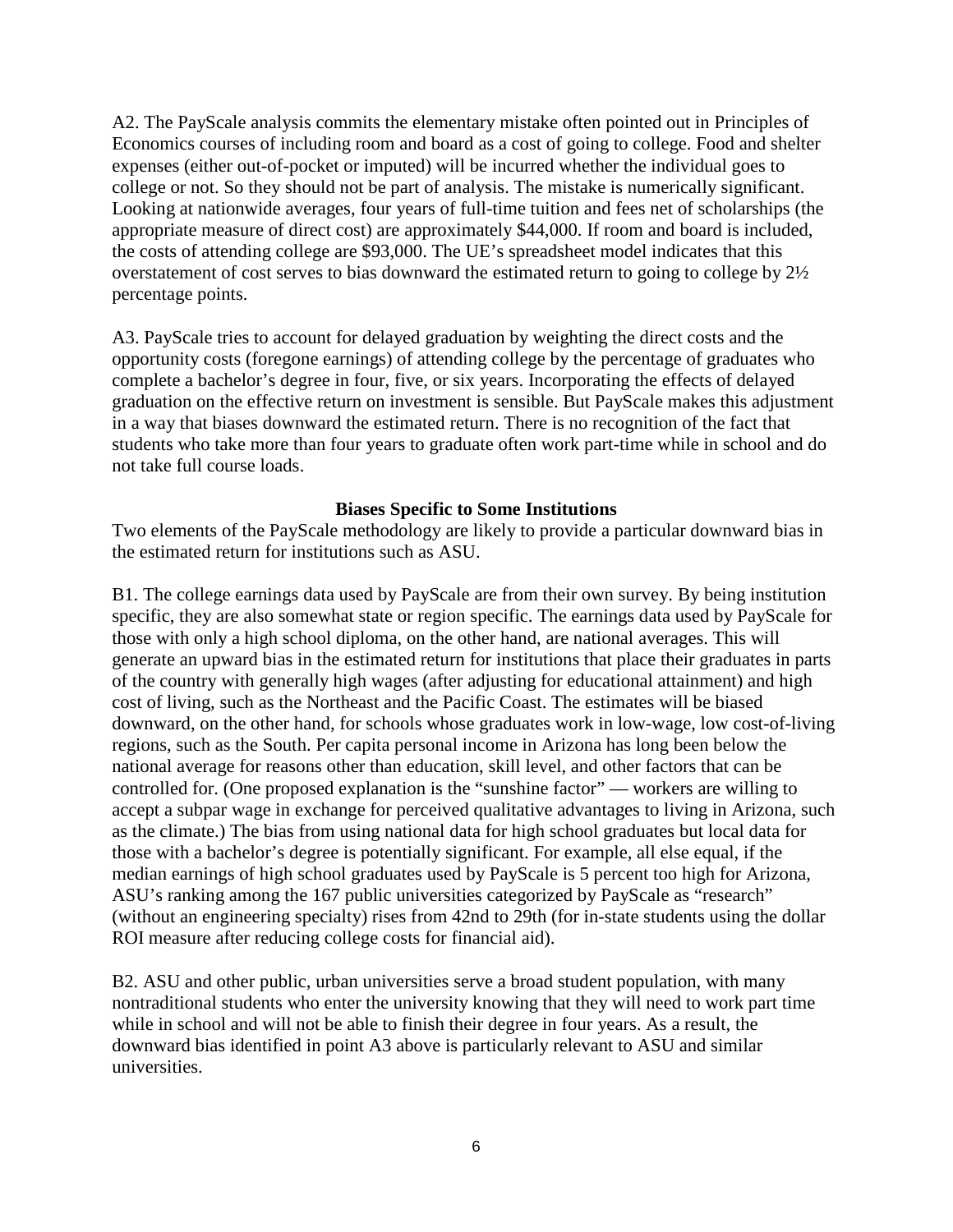A2. The PayScale analysis commits the elementary mistake often pointed out in Principles of Economics courses of including room and board as a cost of going to college. Food and shelter expenses (either out-of-pocket or imputed) will be incurred whether the individual goes to college or not. So they should not be part of analysis. The mistake is numerically significant. Looking at nationwide averages, four years of full-time tuition and fees net of scholarships (the appropriate measure of direct cost) are approximately \$44,000. If room and board is included, the costs of attending college are \$93,000. The UE's spreadsheet model indicates that this overstatement of cost serves to bias downward the estimated return to going to college by 2½ percentage points.

A3. PayScale tries to account for delayed graduation by weighting the direct costs and the opportunity costs (foregone earnings) of attending college by the percentage of graduates who complete a bachelor's degree in four, five, or six years. Incorporating the effects of delayed graduation on the effective return on investment is sensible. But PayScale makes this adjustment in a way that biases downward the estimated return. There is no recognition of the fact that students who take more than four years to graduate often work part-time while in school and do not take full course loads.

### Biases Specific to Some Institutions

Two elements of the PayScale methodology are likely to provide a particular downward bias in the estimated return for institutions such as ASU.

B1. The college earnings data used by PayScale are from their own survey. By being institution specific, they are also somewhat state or region specific. The earnings data used by PayScale for those with only a high school diploma, on the other hand, are national averages. This will generate an upward bias in the estimated return for institutions that place their graduates in parts of the country with generally high wages (after adjusting for educational attainment) and high cost of living, such as the Northeast and the Pacific Coast. The estimates will be biased downward, on the other hand, for schools whose graduates work in low-wage, low cost-of-living regions, such as the South. Per capita personal income in Arizona has long been below the national average for reasons other than education, skill level, and other factors that can be controlled for. (One proposed explanation is the "sunshine factor" — workers are willing to accept a subpar wage in exchange for perceived qualitative advantages to living in Arizona, such as the climate.) The bias from using national data for high school graduates but local data for those with a bachelor's degree is potentially significant. For example, all else equal, if the median earnings of high school graduates used by PayScale is 5 percent too high for Arizona, ASU's ranking among the 167 public universities categorized by PayScale as "research" (without an engineering specialty) rises from 42nd to 29th (for in-state students using the dollar ROI measure after reducing college costs for financial aid).

B2. ASU and other public, urban universities serve a broad student population, with many nontraditional students who enter the university knowing that they will need to work part time while in school and will not be able to finish their degree in four years. As a result, the downward bias identified in point A3 above is particularly relevant to ASU and similar universities.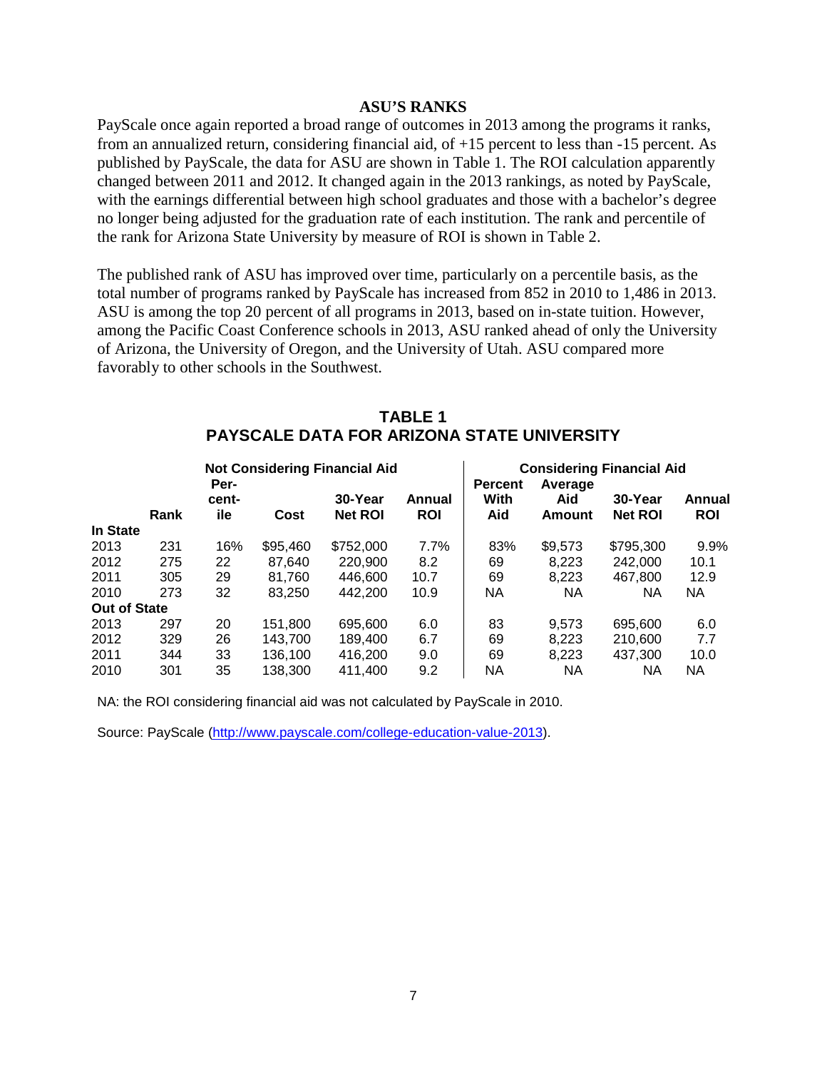## ASU'S RANKS

PayScale once again reported a broad range of outcomes in 2013 among the programs it ranks, from an annualized return, considering financial aid, of +15 percent to less than -15 percent. As published by PayScale, the data for ASU are shown in Table 1. The ROI calculation apparently changed between 2011 and 2012. It changed again in the 2013 rankings, as noted by PayScale, with the earnings differential between high school graduates and those with a bachelor's degree no longer being adjusted for the graduation rate of each institution. The rank and percentile of the rank for Arizona State University by measure of ROI is shown in Table 2.

The published rank of ASU has improved over time, particularly on a percentile basis, as the total number of programs ranked by PayScale has increased from 852 in 2010 to 1,486 in 2013. ASU is among the top 20 percent of all programs in 2013, based on in-state tuition. However, among the Pacific Coast Conference schools in 2013, ASU ranked ahead of only the University of Arizona, the University of Oregon, and the University of Utah. ASU compared more favorably to other schools in the Southwest.

### TABLE 1
### PAYSCALE DATA FOR ARIZONA STATE UNIVERSITY

| | Not Considering Financial Aid | | | | | Considering Financial Aid | | | |
|---|---|---|---|---|---|---|---|---|---|
| | Rank | Percentile | Cost | 30-Year Net ROI | Annual ROI | Percent With Aid | Average Aid Amount | 30-Year Net ROI | Annual ROI |
| **In State** | | | | | | | | | |
| 2013 | 231 | 16% | $95,460 | $752,000 | 7.7% | 83% | $9,573 | $795,300 | 9.9% |
| 2012 | 275 | 22 | 87,640 | 220,900 | 8.2 | 69 | 8,223 | 242,000 | 10.1 |
| 2011 | 305 | 29 | 81,760 | 446,600 | 10.7 | 69 | 8,223 | 467,800 | 12.9 |
| 2010 | 273 | 32 | 83,250 | 442,200 | 10.9 | NA | NA | NA | NA |
| **Out of State** | | | | | | | | | |
| 2013 | 297 | 20 | 151,800 | 695,600 | 6.0 | 83 | 9,573 | 695,600 | 6.0 |
| 2012 | 329 | 26 | 143,700 | 189,400 | 6.7 | 69 | 8,223 | 210,600 | 7.7 |
| 2011 | 344 | 33 | 136,100 | 416,200 | 9.0 | 69 | 8,223 | 437,300 | 10.0 |
| 2010 | 301 | 35 | 138,300 | 411,400 | 9.2 | NA | NA | NA | NA |

NA: the ROI considering financial aid was not calculated by PayScale in 2010.

Source: PayScale (http://www.payscale.com/college-education-value-2013).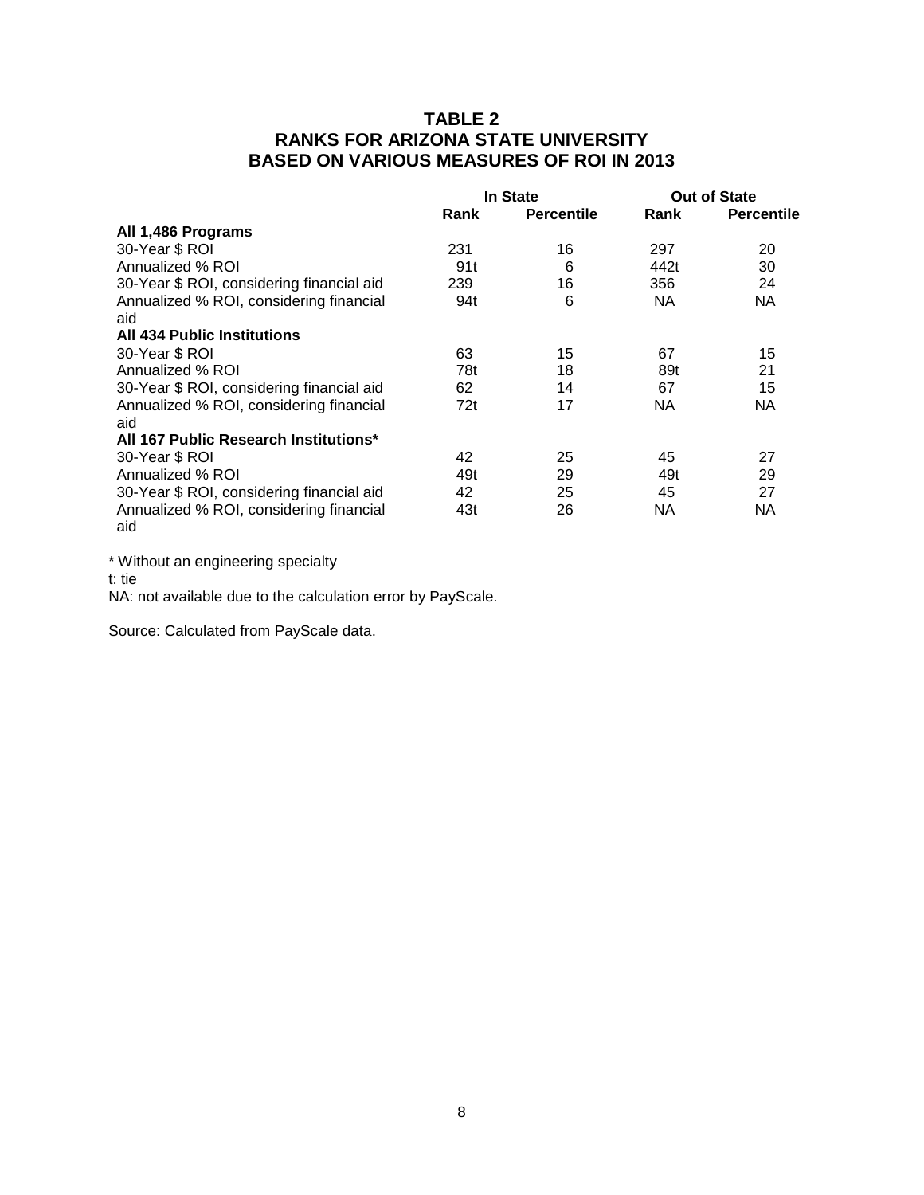# TABLE 2
# RANKS FOR ARIZONA STATE UNIVERSITY BASED ON VARIOUS MEASURES OF ROI IN 2013

| | In State | | Out of State | |
|---|---|---|---|---|
| | Rank | Percentile | Rank | Percentile |
| **All 1,486 Programs** | | | | |
| 30-Year $ ROI | 231 | 16 | 297 | 20 |
| Annualized % ROI | 91t | 6 | 442t | 30 |
| 30-Year $ ROI, considering financial aid | 239 | 16 | 356 | 24 |
| Annualized % ROI, considering financial aid | 94t | 6 | NA | NA |
| **All 434 Public Institutions** | | | | |
| 30-Year $ ROI | 63 | 15 | 67 | 15 |
| Annualized % ROI | 78t | 18 | 89t | 21 |
| 30-Year $ ROI, considering financial aid | 62 | 14 | 67 | 15 |
| Annualized % ROI, considering financial aid | 72t | 17 | NA | NA |
| **All 167 Public Research Institutions*** | | | | |
| 30-Year $ ROI | 42 | 25 | 45 | 27 |
| Annualized % ROI | 49t | 29 | 49t | 29 |
| 30-Year $ ROI, considering financial aid | 42 | 25 | 45 | 27 |
| Annualized % ROI, considering financial aid | 43t | 26 | NA | NA |

* Without an engineering specialty

t: tie

NA: not available due to the calculation error by PayScale.

Source: Calculated from PayScale data.